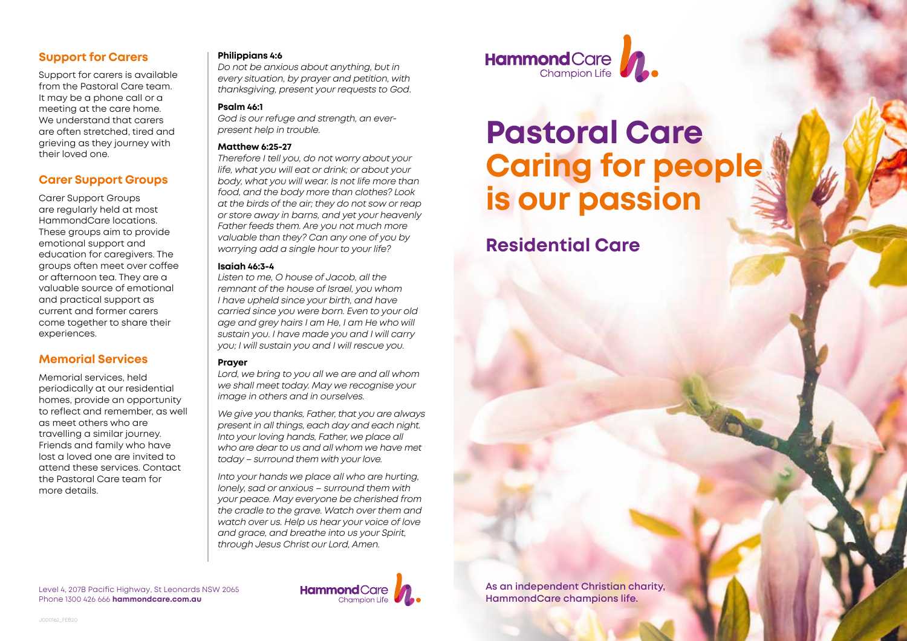## Support for Carers

Support for carers is available from the Pastoral Care team. It may be a phone call or a meeting at the care home. We understand that carers are often stretched, tired and grieving as they journey with their loved one.

## Carer Support Groups

Carer Support Groups are regularly held at most HammondCare locations. These groups aim to provide emotional support and education for caregivers. The groups often meet over coffee or afternoon tea. They are a valuable source of emotional and practical support as current and former carers come together to share their experiences.

## Memorial Services

Memorial services, held periodically at our residential homes, provide an opportunity to reflect and remember, as well as meet others who are travelling a similar journey. Friends and family who have lost a loved one are invited to attend these services. Contact the Pastoral Care team for more details.

**Philippians 4:6**

*Do not be anxious about anything, but in every situation, by prayer and petition, with thanksgiving, present your requests to God.*

**Psalm 46:1**

*God is our refuge and strength, an ever-present help in trouble.*

**Matthew 6:25-27**

*Therefore I tell you, do not worry about your life, what you will eat or drink; or about your body, what you will wear. Is not life more than food, and the body more than clothes? Look at the birds of the air; they do not sow or reap or store away in barns, and yet your heavenly Father feeds them. Are you not much more valuable than they? Can any one of you by worrying add a single hour to your life?*

**Isaiah 46:3-4**

*Listen to me, O house of Jacob, all the remnant of the house of Israel, you whom I have upheld since your birth, and have carried since you were born. Even to your old age and grey hairs I am He, I am He who will sustain you. I have made you and I will carry you; I will sustain you and I will rescue you.*

**Prayer**

*Lord, we bring to you all we are and all whom we shall meet today. May we recognise your image in others and in ourselves.*

*We give you thanks, Father, that you are always present in all things, each day and each night. Into your loving hands, Father, we place all who are dear to us and all whom we have met today – surround them with your love.*

*Into your hands we place all who are hurting, lonely, sad or anxious – surround them with your peace. May everyone be cherished from the cradle to the grave. Watch over them and watch over us. Help us hear your voice of love and grace, and breathe into us your Spirit, through Jesus Christ our Lord, Amen.*

Level 4, 207B Pacific Highway, St Leonards NSW 2065
Phone 1300 426 666 **hammondcare.com.au**

HammondCare Champion Life

J000162_FEB20

HammondCare Champion Life

# Pastoral Care
# Caring for people is our passion

## Residential Care

As an independent Christian charity, HammondCare champions life.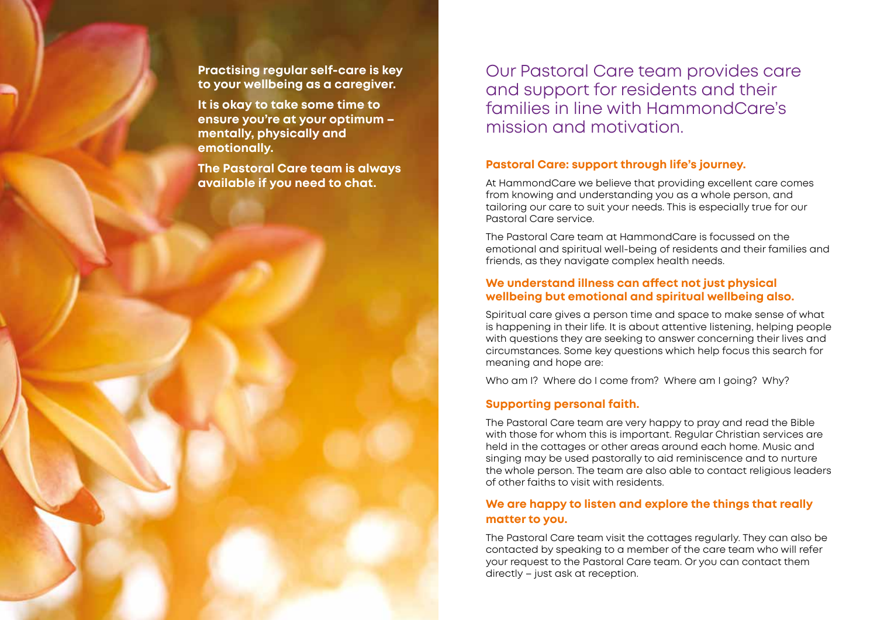**Practising regular self-care is key to your wellbeing as a caregiver.**

**It is okay to take some time to ensure you're at your optimum – mentally, physically and emotionally.**

**The Pastoral Care team is always available if you need to chat.**

# Our Pastoral Care team provides care and support for residents and their families in line with HammondCare's mission and motivation.

### Pastoral Care: support through life's journey.

At HammondCare we believe that providing excellent care comes from knowing and understanding you as a whole person, and tailoring our care to suit your needs. This is especially true for our Pastoral Care service.

The Pastoral Care team at HammondCare is focussed on the emotional and spiritual well-being of residents and their families and friends, as they navigate complex health needs.

### We understand illness can affect not just physical wellbeing but emotional and spiritual wellbeing also.

Spiritual care gives a person time and space to make sense of what is happening in their life. It is about attentive listening, helping people with questions they are seeking to answer concerning their lives and circumstances. Some key questions which help focus this search for meaning and hope are:

Who am I? Where do I come from? Where am I going? Why?

### Supporting personal faith.

The Pastoral Care team are very happy to pray and read the Bible with those for whom this is important. Regular Christian services are held in the cottages or other areas around each home. Music and singing may be used pastorally to aid reminiscence and to nurture the whole person. The team are also able to contact religious leaders of other faiths to visit with residents.

### We are happy to listen and explore the things that really matter to you.

The Pastoral Care team visit the cottages regularly. They can also be contacted by speaking to a member of the care team who will refer your request to the Pastoral Care team. Or you can contact them directly – just ask at reception.